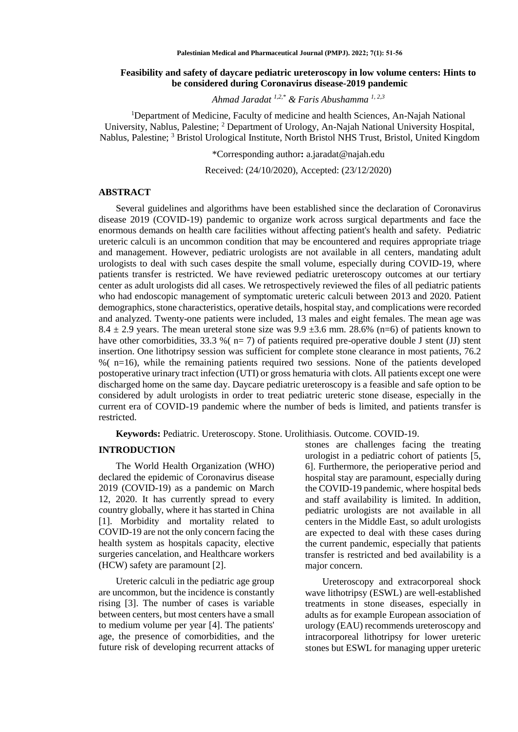# Feasibility and safety of daycare pediatric ureteroscopy in low volume centers: Hints to be considered during Coronavirus disease-2019 pandemic

*Ahmad Jaradat [1,2,*] & Faris Abushamma [1,2,3]*

[1]Department of Medicine, Faculty of medicine and health Sciences, An-Najah National University, Nablus, Palestine; [2] Department of Urology, An-Najah National University Hospital, Nablus, Palestine; [3] Bristol Urological Institute, North Bristol NHS Trust, Bristol, United Kingdom

*Corresponding author**:** a.jaradat@najah.edu

Received: (24/10/2020), Accepted: (23/12/2020)

## ABSTRACT

Several guidelines and algorithms have been established since the declaration of Coronavirus disease 2019 (COVID-19) pandemic to organize work across surgical departments and face the enormous demands on health care facilities without affecting patient's health and safety. Pediatric ureteric calculi is an uncommon condition that may be encountered and requires appropriate triage and management. However, pediatric urologists are not available in all centers, mandating adult urologists to deal with such cases despite the small volume, especially during COVID-19, where patients transfer is restricted. We have reviewed pediatric ureteroscopy outcomes at our tertiary center as adult urologists did all cases. We retrospectively reviewed the files of all pediatric patients who had endoscopic management of symptomatic ureteric calculi between 2013 and 2020. Patient demographics, stone characteristics, operative details, hospital stay, and complications were recorded and analyzed. Twenty-one patients were included, 13 males and eight females. The mean age was $8.4 \pm 2.9$ years. The mean ureteral stone size was $9.9 \pm 3.6$ mm. 28.6% (n=6) of patients known to have other comorbidities, 33.3 %( n= 7) of patients required pre-operative double J stent (JJ) stent insertion. One lithotripsy session was sufficient for complete stone clearance in most patients, 76.2 %( n=16), while the remaining patients required two sessions. None of the patients developed postoperative urinary tract infection (UTI) or gross hematuria with clots. All patients except one were discharged home on the same day. Daycare pediatric ureteroscopy is a feasible and safe option to be considered by adult urologists in order to treat pediatric ureteric stone disease, especially in the current era of COVID-19 pandemic where the number of beds is limited, and patients transfer is restricted.

**Keywords:** Pediatric. Ureteroscopy. Stone. Urolithiasis. Outcome. COVID-19.

## INTRODUCTION

The World Health Organization (WHO) declared the epidemic of Coronavirus disease 2019 (COVID-19) as a pandemic on March 12, 2020. It has currently spread to every country globally, where it has started in China [1]. Morbidity and mortality related to COVID-19 are not the only concern facing the health system as hospitals capacity, elective surgeries cancelation, and Healthcare workers (HCW) safety are paramount [2].

Ureteric calculi in the pediatric age group are uncommon, but the incidence is constantly rising [3]. The number of cases is variable between centers, but most centers have a small to medium volume per year [4]. The patients' age, the presence of comorbidities, and the future risk of developing recurrent attacks of stones are challenges facing the treating urologist in a pediatric cohort of patients [5, 6]. Furthermore, the perioperative period and hospital stay are paramount, especially during the COVID-19 pandemic, where hospital beds and staff availability is limited. In addition, pediatric urologists are not available in all centers in the Middle East, so adult urologists are expected to deal with these cases during the current pandemic, especially that patients transfer is restricted and bed availability is a major concern.

Ureteroscopy and extracorporeal shock wave lithotripsy (ESWL) are well-established treatments in stone diseases, especially in adults as for example European association of urology (EAU) recommends ureteroscopy and intracorporeal lithotripsy for lower ureteric stones but ESWL for managing upper ureteric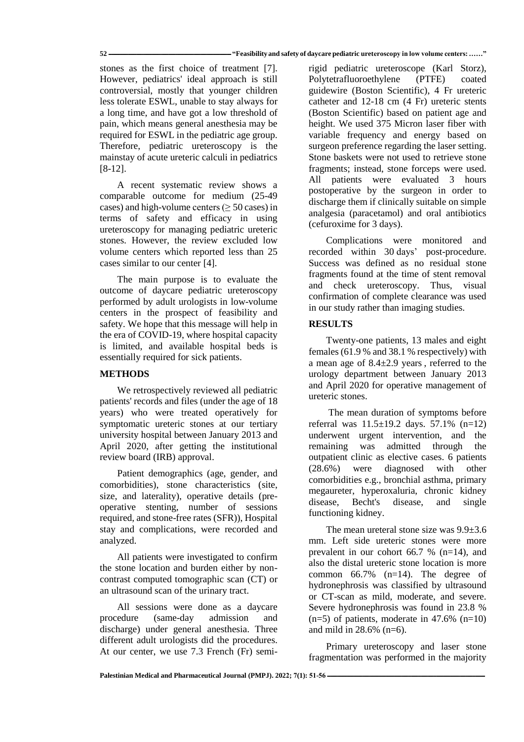stones as the first choice of treatment [7]. However, pediatrics' ideal approach is still controversial, mostly that younger children less tolerate ESWL, unable to stay always for a long time, and have got a low threshold of pain, which means general anesthesia may be required for ESWL in the pediatric age group. Therefore, pediatric ureteroscopy is the mainstay of acute ureteric calculi in pediatrics [8-12].

A recent systematic review shows a comparable outcome for medium (25-49 cases) and high-volume centers (≥ 50 cases) in terms of safety and efficacy in using ureteroscopy for managing pediatric ureteric stones. However, the review excluded low volume centers which reported less than 25 cases similar to our center [4].

The main purpose is to evaluate the outcome of daycare pediatric ureteroscopy performed by adult urologists in low-volume centers in the prospect of feasibility and safety. We hope that this message will help in the era of COVID-19, where hospital capacity is limited, and available hospital beds is essentially required for sick patients.

## METHODS

We retrospectively reviewed all pediatric patients' records and files (under the age of 18 years) who were treated operatively for symptomatic ureteric stones at our tertiary university hospital between January 2013 and April 2020, after getting the institutional review board (IRB) approval.

Patient demographics (age, gender, and comorbidities), stone characteristics (site, size, and laterality), operative details (pre-operative stenting, number of sessions required, and stone-free rates (SFR)), Hospital stay and complications, were recorded and analyzed.

All patients were investigated to confirm the stone location and burden either by non-contrast computed tomographic scan (CT) or an ultrasound scan of the urinary tract.

All sessions were done as a daycare procedure (same-day admission and discharge) under general anesthesia. Three different adult urologists did the procedures. At our center, we use 7.3 French (Fr) semi-rigid pediatric ureteroscope (Karl Storz), Polytetrafluoroethylene (PTFE) coated guidewire (Boston Scientific), 4 Fr ureteric catheter and 12-18 cm (4 Fr) ureteric stents (Boston Scientific) based on patient age and height. We used 375 Micron laser fiber with variable frequency and energy based on surgeon preference regarding the laser setting. Stone baskets were not used to retrieve stone fragments; instead, stone forceps were used. All patients were evaluated 3 hours postoperative by the surgeon in order to discharge them if clinically suitable on simple analgesia (paracetamol) and oral antibiotics (cefuroxime for 3 days).

Complications were monitored and recorded within 30 days' post-procedure. Success was defined as no residual stone fragments found at the time of stent removal and check ureteroscopy. Thus, visual confirmation of complete clearance was used in our study rather than imaging studies.

## RESULTS

Twenty-one patients, 13 males and eight females (61.9 % and 38.1 % respectively) with a mean age of 8.4±2.9 years , referred to the urology department between January 2013 and April 2020 for operative management of ureteric stones.

The mean duration of symptoms before referral was 11.5±19.2 days. 57.1% (n=12) underwent urgent intervention, and the remaining was admitted through the outpatient clinic as elective cases. 6 patients (28.6%) were diagnosed with other comorbidities e.g., bronchial asthma, primary megaureter, hyperoxaluria, chronic kidney disease, Becht's disease, and single functioning kidney.

The mean ureteral stone size was 9.9±3.6 mm. Left side ureteric stones were more prevalent in our cohort 66.7 % (n=14), and also the distal ureteric stone location is more common 66.7% (n=14). The degree of hydronephrosis was classified by ultrasound or CT-scan as mild, moderate, and severe. Severe hydronephrosis was found in 23.8 % (n=5) of patients, moderate in 47.6% (n=10) and mild in 28.6% (n=6).

Primary ureteroscopy and laser stone fragmentation was performed in the majority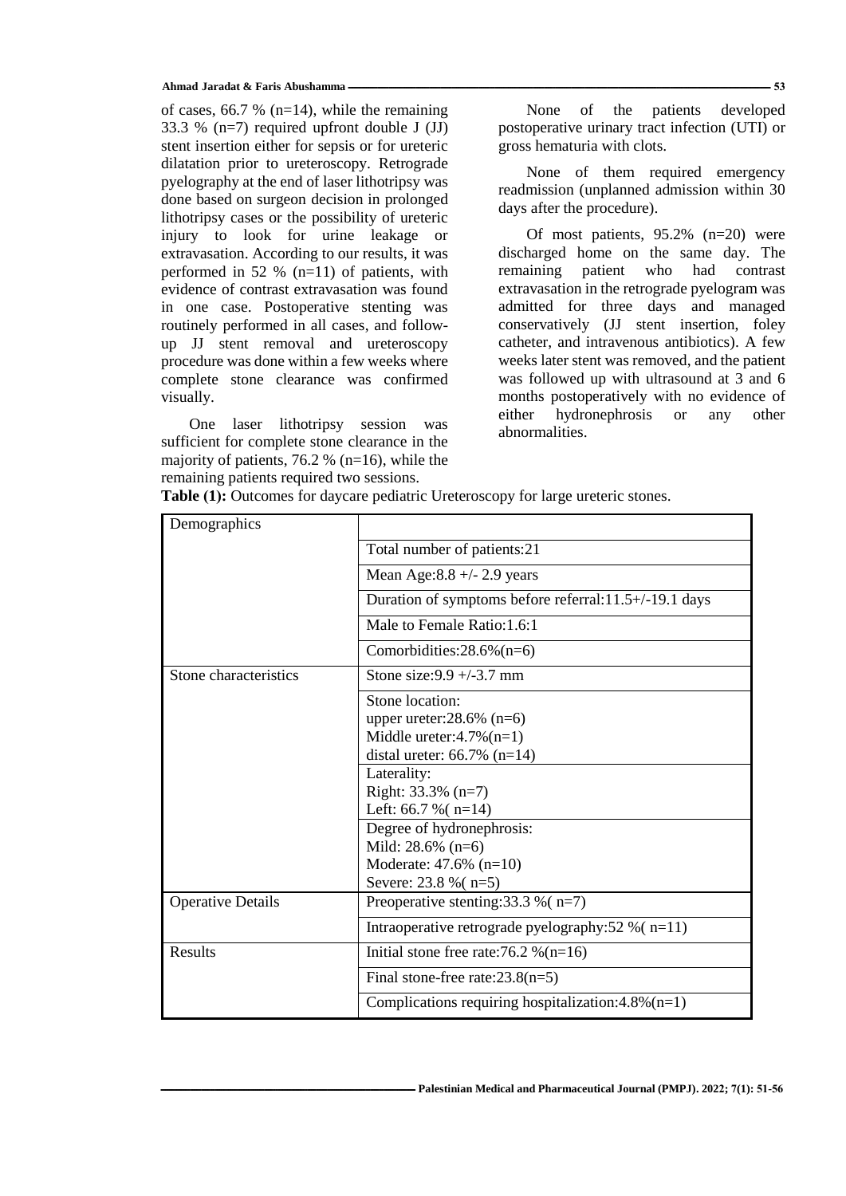of cases, 66.7 % (n=14), while the remaining 33.3 % (n=7) required upfront double J (JJ) stent insertion either for sepsis or for ureteric dilatation prior to ureteroscopy. Retrograde pyelography at the end of laser lithotripsy was done based on surgeon decision in prolonged lithotripsy cases or the possibility of ureteric injury to look for urine leakage or extravasation. According to our results, it was performed in 52 % (n=11) of patients, with evidence of contrast extravasation was found in one case. Postoperative stenting was routinely performed in all cases, and follow-up JJ stent removal and ureteroscopy procedure was done within a few weeks where complete stone clearance was confirmed visually.

One laser lithotripsy session was sufficient for complete stone clearance in the majority of patients, 76.2 % (n=16), while the remaining patients required two sessions.

None of the patients developed postoperative urinary tract infection (UTI) or gross hematuria with clots.

None of them required emergency readmission (unplanned admission within 30 days after the procedure).

Of most patients, 95.2% (n=20) were discharged home on the same day. The remaining patient who had contrast extravasation in the retrograde pyelogram was admitted for three days and managed conservatively (JJ stent insertion, foley catheter, and intravenous antibiotics). A few weeks later stent was removed, and the patient was followed up with ultrasound at 3 and 6 months postoperatively with no evidence of either hydronephrosis or any other abnormalities.

**Table (1):** Outcomes for daycare pediatric Ureteroscopy for large ureteric stones.

| Demographics | |
|---|---|
| | Total number of patients:21 |
| | Mean Age:8.8 +/- 2.9 years |
| | Duration of symptoms before referral:11.5+/-19.1 days |
| | Male to Female Ratio:1.6:1 |
| | Comorbidities:28.6%(n=6) |
| Stone characteristics | Stone size:9.9 +/-3.7 mm |
| | Stone location:<br>upper ureter:28.6% (n=6)<br>Middle ureter:4.7%(n=1)<br>distal ureter: 66.7% (n=14) |
| | Laterality:<br>Right: 33.3% (n=7)<br>Left: 66.7 %( n=14) |
| | Degree of hydronephrosis:<br>Mild: 28.6% (n=6)<br>Moderate: 47.6% (n=10)<br>Severe: 23.8 %( n=5) |
| Operative Details | Preoperative stenting:33.3 %( n=7) |
| | Intraoperative retrograde pyelography:52 %( n=11) |
| Results | Initial stone free rate:76.2 %(n=16) |
| | Final stone-free rate:23.8(n=5) |
| | Complications requiring hospitalization:4.8%(n=1) |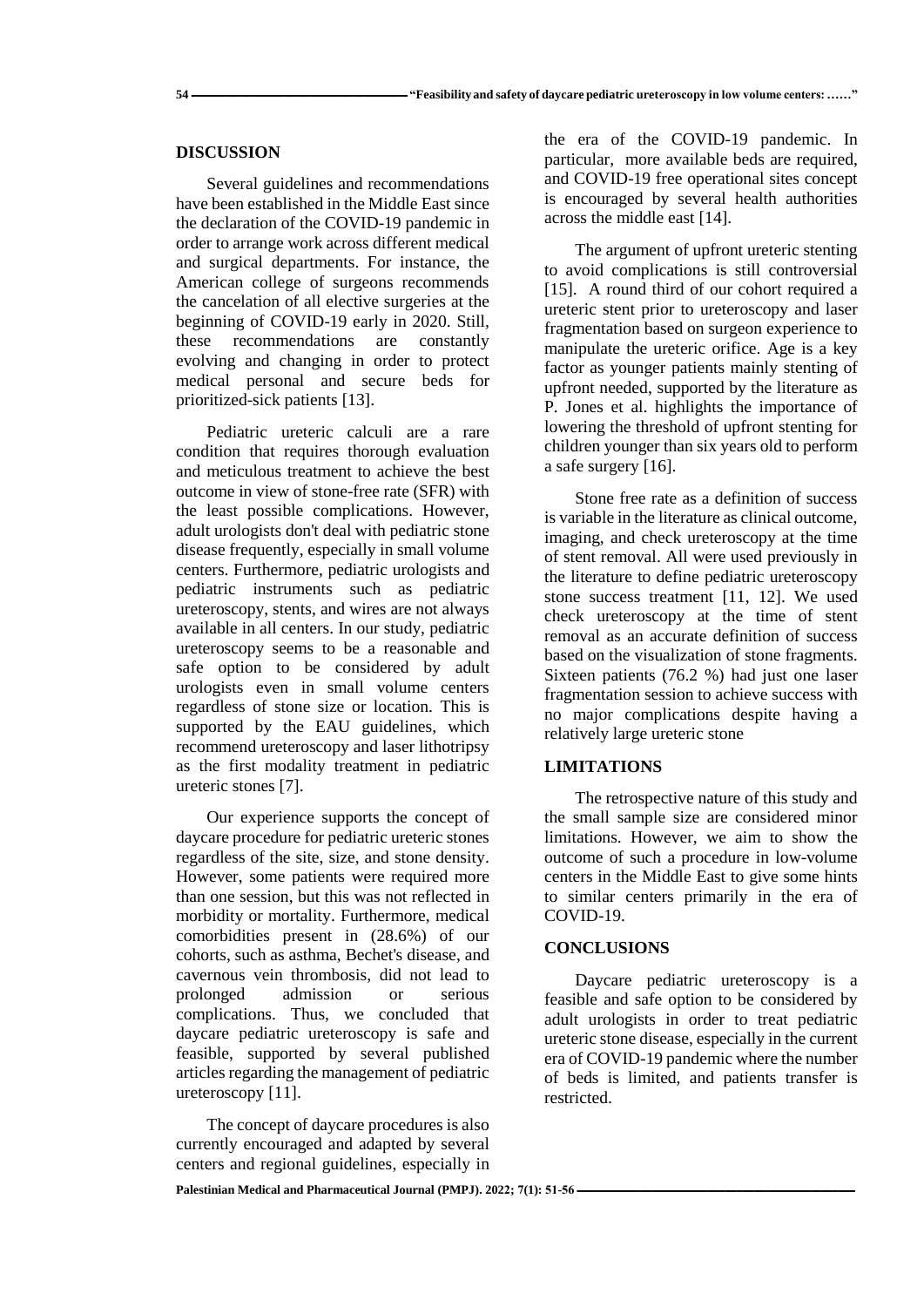## DISCUSSION

Several guidelines and recommendations have been established in the Middle East since the declaration of the COVID-19 pandemic in order to arrange work across different medical and surgical departments. For instance, the American college of surgeons recommends the cancelation of all elective surgeries at the beginning of COVID-19 early in 2020. Still, these recommendations are constantly evolving and changing in order to protect medical personal and secure beds for prioritized-sick patients [13].

Pediatric ureteric calculi are a rare condition that requires thorough evaluation and meticulous treatment to achieve the best outcome in view of stone-free rate (SFR) with the least possible complications. However, adult urologists don't deal with pediatric stone disease frequently, especially in small volume centers. Furthermore, pediatric urologists and pediatric instruments such as pediatric ureteroscopy, stents, and wires are not always available in all centers. In our study, pediatric ureteroscopy seems to be a reasonable and safe option to be considered by adult urologists even in small volume centers regardless of stone size or location. This is supported by the EAU guidelines, which recommend ureteroscopy and laser lithotripsy as the first modality treatment in pediatric ureteric stones [7].

Our experience supports the concept of daycare procedure for pediatric ureteric stones regardless of the site, size, and stone density. However, some patients were required more than one session, but this was not reflected in morbidity or mortality. Furthermore, medical comorbidities present in (28.6%) of our cohorts, such as asthma, Bechet's disease, and cavernous vein thrombosis, did not lead to prolonged admission or serious complications. Thus, we concluded that daycare pediatric ureteroscopy is safe and feasible, supported by several published articles regarding the management of pediatric ureteroscopy [11].

The concept of daycare procedures is also currently encouraged and adapted by several centers and regional guidelines, especially in the era of the COVID-19 pandemic. In particular, more available beds are required, and COVID-19 free operational sites concept is encouraged by several health authorities across the middle east [14].

The argument of upfront ureteric stenting to avoid complications is still controversial [15]. A round third of our cohort required a ureteric stent prior to ureteroscopy and laser fragmentation based on surgeon experience to manipulate the ureteric orifice. Age is a key factor as younger patients mainly stenting of upfront needed, supported by the literature as P. Jones et al. highlights the importance of lowering the threshold of upfront stenting for children younger than six years old to perform a safe surgery [16].

Stone free rate as a definition of success is variable in the literature as clinical outcome, imaging, and check ureteroscopy at the time of stent removal. All were used previously in the literature to define pediatric ureteroscopy stone success treatment [11, 12]. We used check ureteroscopy at the time of stent removal as an accurate definition of success based on the visualization of stone fragments. Sixteen patients (76.2 %) had just one laser fragmentation session to achieve success with no major complications despite having a relatively large ureteric stone

## LIMITATIONS

The retrospective nature of this study and the small sample size are considered minor limitations. However, we aim to show the outcome of such a procedure in low-volume centers in the Middle East to give some hints to similar centers primarily in the era of COVID-19.

## CONCLUSIONS

Daycare pediatric ureteroscopy is a feasible and safe option to be considered by adult urologists in order to treat pediatric ureteric stone disease, especially in the current era of COVID-19 pandemic where the number of beds is limited, and patients transfer is restricted.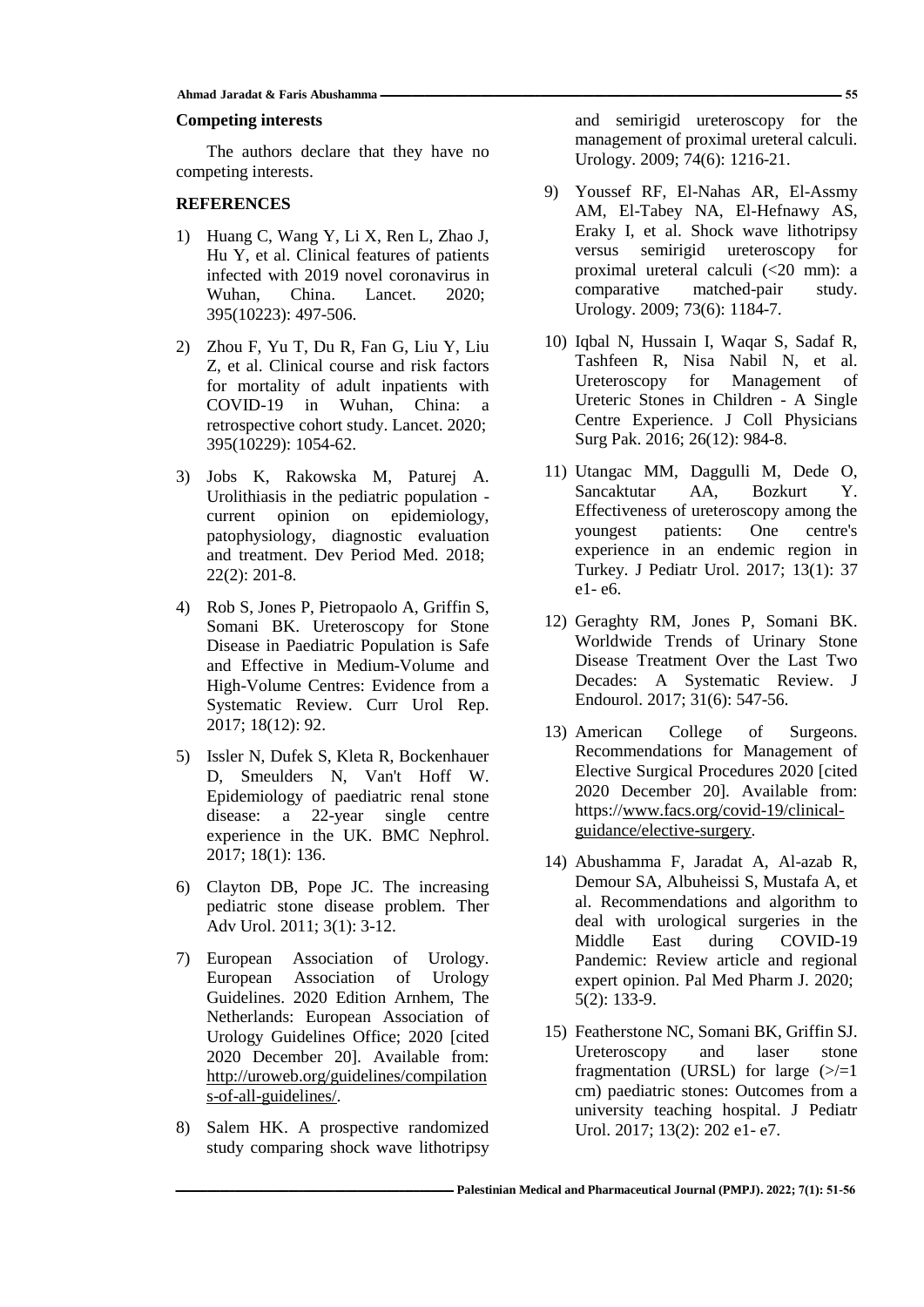## Competing interests

The authors declare that they have no competing interests.

## REFERENCES

1) Huang C, Wang Y, Li X, Ren L, Zhao J, Hu Y, et al. Clinical features of patients infected with 2019 novel coronavirus in Wuhan, China. Lancet. 2020; 395(10223): 497-506.

2) Zhou F, Yu T, Du R, Fan G, Liu Y, Liu Z, et al. Clinical course and risk factors for mortality of adult inpatients with COVID-19 in Wuhan, China: a retrospective cohort study. Lancet. 2020; 395(10229): 1054-62.

3) Jobs K, Rakowska M, Paturej A. Urolithiasis in the pediatric population - current opinion on epidemiology, patophysiology, diagnostic evaluation and treatment. Dev Period Med. 2018; 22(2): 201-8.

4) Rob S, Jones P, Pietropaolo A, Griffin S, Somani BK. Ureteroscopy for Stone Disease in Paediatric Population is Safe and Effective in Medium-Volume and High-Volume Centres: Evidence from a Systematic Review. Curr Urol Rep. 2017; 18(12): 92.

5) Issler N, Dufek S, Kleta R, Bockenhauer D, Smeulders N, Van't Hoff W. Epidemiology of paediatric renal stone disease: a 22-year single centre experience in the UK. BMC Nephrol. 2017; 18(1): 136.

6) Clayton DB, Pope JC. The increasing pediatric stone disease problem. Ther Adv Urol. 2011; 3(1): 3-12.

7) European Association of Urology. European Association of Urology Guidelines. 2020 Edition Arnhem, The Netherlands: European Association of Urology Guidelines Office; 2020 [cited 2020 December 20]. Available from: http://uroweb.org/guidelines/compilations-of-all-guidelines/.

8) Salem HK. A prospective randomized study comparing shock wave lithotripsy and semirigid ureteroscopy for the management of proximal ureteral calculi. Urology. 2009; 74(6): 1216-21.

9) Youssef RF, El-Nahas AR, El-Assmy AM, El-Tabey NA, El-Hefnawy AS, Eraky I, et al. Shock wave lithotripsy versus semirigid ureteroscopy for proximal ureteral calculi (<20 mm): a comparative matched-pair study. Urology. 2009; 73(6): 1184-7.

10) Iqbal N, Hussain I, Waqar S, Sadaf R, Tashfeen R, Nisa Nabil N, et al. Ureteroscopy for Management of Ureteric Stones in Children - A Single Centre Experience. J Coll Physicians Surg Pak. 2016; 26(12): 984-8.

11) Utangac MM, Daggulli M, Dede O, Sancaktutar AA, Bozkurt Y. Effectiveness of ureteroscopy among the youngest patients: One centre's experience in an endemic region in Turkey. J Pediatr Urol. 2017; 13(1): 37 e1- e6.

12) Geraghty RM, Jones P, Somani BK. Worldwide Trends of Urinary Stone Disease Treatment Over the Last Two Decades: A Systematic Review. J Endourol. 2017; 31(6): 547-56.

13) American College of Surgeons. Recommendations for Management of Elective Surgical Procedures 2020 [cited 2020 December 20]. Available from: https://www.facs.org/covid-19/clinical-guidance/elective-surgery.

14) Abushamma F, Jaradat A, Al-azab R, Demour SA, Albuheissi S, Mustafa A, et al. Recommendations and algorithm to deal with urological surgeries in the Middle East during COVID-19 Pandemic: Review article and regional expert opinion. Pal Med Pharm J. 2020; 5(2): 133-9.

15) Featherstone NC, Somani BK, Griffin SJ. Ureteroscopy and laser stone fragmentation (URSL) for large (>/=1 cm) paediatric stones: Outcomes from a university teaching hospital. J Pediatr Urol. 2017; 13(2): 202 e1- e7.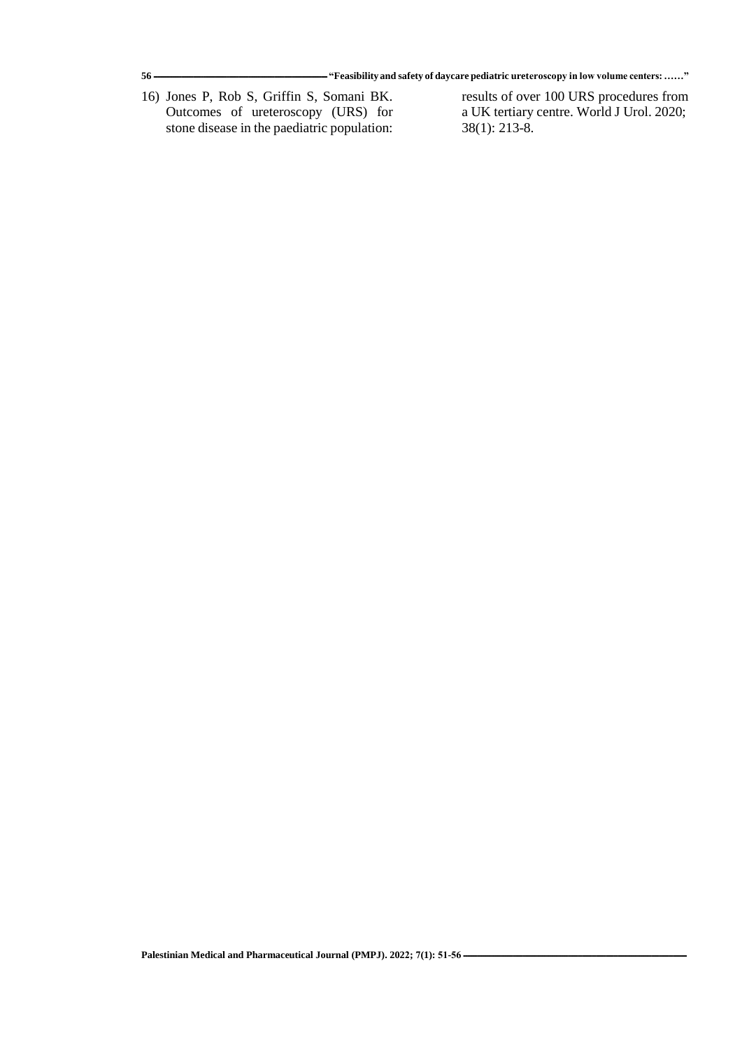16) Jones P, Rob S, Griffin S, Somani BK. Outcomes of ureteroscopy (URS) for stone disease in the paediatric population: results of over 100 URS procedures from a UK tertiary centre. World J Urol. 2020; 38(1): 213-8.